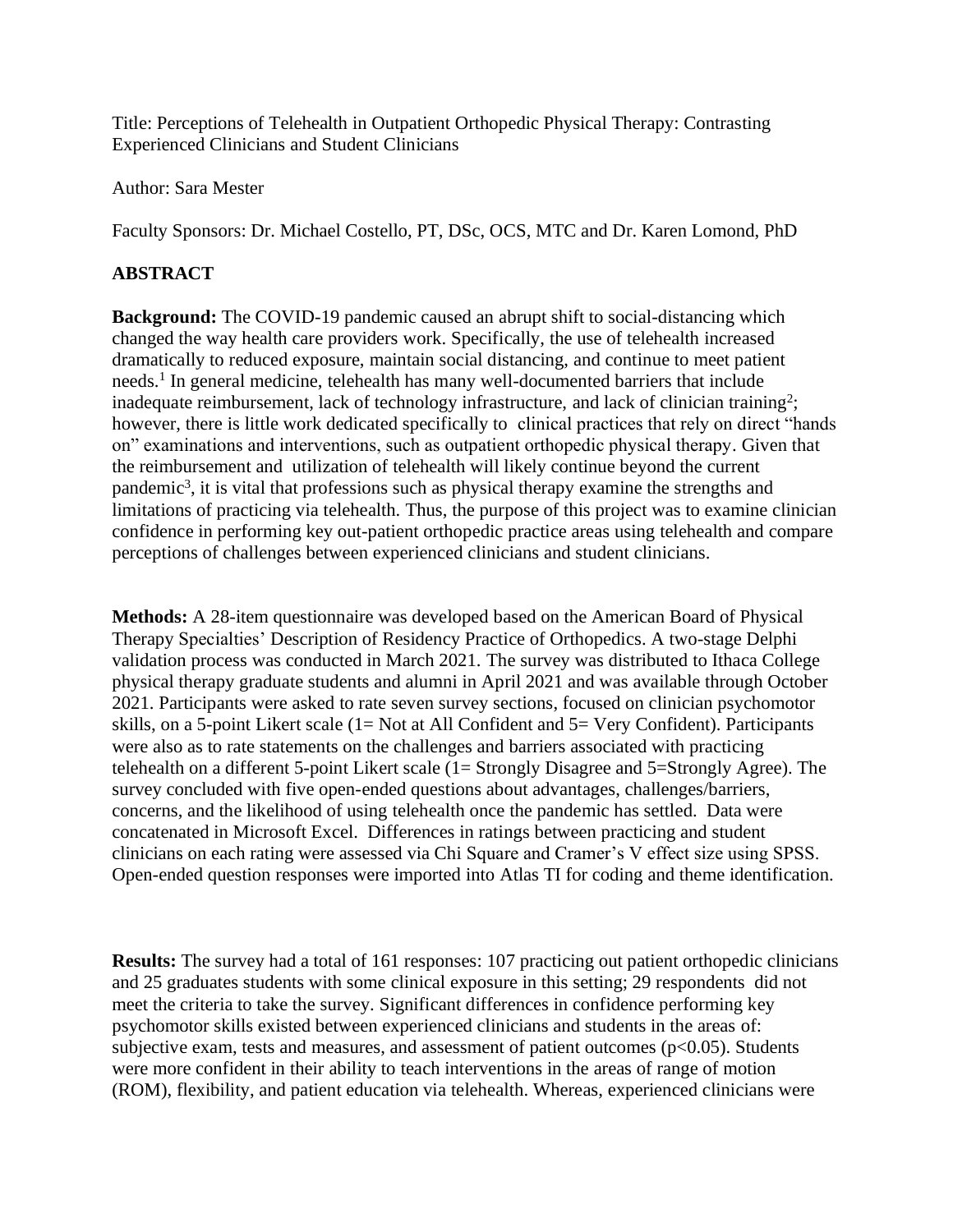Title: Perceptions of Telehealth in Outpatient Orthopedic Physical Therapy: Contrasting Experienced Clinicians and Student Clinicians

Author: Sara Mester

Faculty Sponsors: Dr. Michael Costello, PT, DSc, OCS, MTC and Dr. Karen Lomond, PhD

## ABSTRACT

**Background:** The COVID-19 pandemic caused an abrupt shift to social-distancing which changed the way health care providers work. Specifically, the use of telehealth increased dramatically to reduced exposure, maintain social distancing, and continue to meet patient needs.[1] In general medicine, telehealth has many well-documented barriers that include inadequate reimbursement, lack of technology infrastructure, and lack of clinician training[2]; however, there is little work dedicated specifically to clinical practices that rely on direct "hands on" examinations and interventions, such as outpatient orthopedic physical therapy. Given that the reimbursement and utilization of telehealth will likely continue beyond the current pandemic[3], it is vital that professions such as physical therapy examine the strengths and limitations of practicing via telehealth. Thus, the purpose of this project was to examine clinician confidence in performing key out-patient orthopedic practice areas using telehealth and compare perceptions of challenges between experienced clinicians and student clinicians.

**Methods:** A 28-item questionnaire was developed based on the American Board of Physical Therapy Specialties' Description of Residency Practice of Orthopedics. A two-stage Delphi validation process was conducted in March 2021. The survey was distributed to Ithaca College physical therapy graduate students and alumni in April 2021 and was available through October 2021. Participants were asked to rate seven survey sections, focused on clinician psychomotor skills, on a 5-point Likert scale (1= Not at All Confident and 5= Very Confident). Participants were also as to rate statements on the challenges and barriers associated with practicing telehealth on a different 5-point Likert scale (1= Strongly Disagree and 5=Strongly Agree). The survey concluded with five open-ended questions about advantages, challenges/barriers, concerns, and the likelihood of using telehealth once the pandemic has settled. Data were concatenated in Microsoft Excel. Differences in ratings between practicing and student clinicians on each rating were assessed via Chi Square and Cramer's V effect size using SPSS. Open-ended question responses were imported into Atlas TI for coding and theme identification.

**Results:** The survey had a total of 161 responses: 107 practicing out patient orthopedic clinicians and 25 graduates students with some clinical exposure in this setting; 29 respondents did not meet the criteria to take the survey. Significant differences in confidence performing key psychomotor skills existed between experienced clinicians and students in the areas of: subjective exam, tests and measures, and assessment of patient outcomes ($p<0.05$). Students were more confident in their ability to teach interventions in the areas of range of motion (ROM), flexibility, and patient education via telehealth. Whereas, experienced clinicians were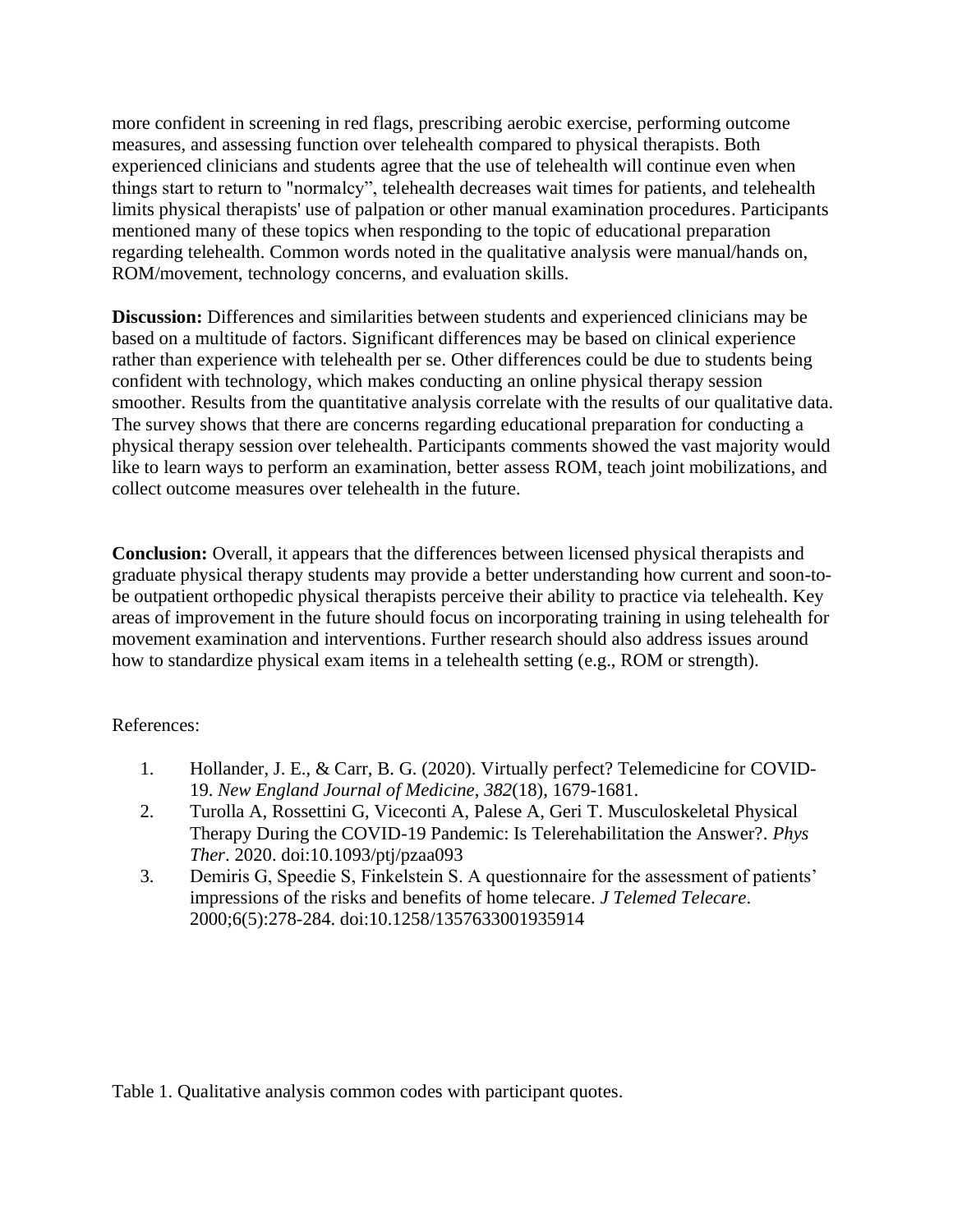more confident in screening in red flags, prescribing aerobic exercise, performing outcome measures, and assessing function over telehealth compared to physical therapists. Both experienced clinicians and students agree that the use of telehealth will continue even when things start to return to "normalcy", telehealth decreases wait times for patients, and telehealth limits physical therapists' use of palpation or other manual examination procedures. Participants mentioned many of these topics when responding to the topic of educational preparation regarding telehealth. Common words noted in the qualitative analysis were manual/hands on, ROM/movement, technology concerns, and evaluation skills.

**Discussion:** Differences and similarities between students and experienced clinicians may be based on a multitude of factors. Significant differences may be based on clinical experience rather than experience with telehealth per se. Other differences could be due to students being confident with technology, which makes conducting an online physical therapy session smoother. Results from the quantitative analysis correlate with the results of our qualitative data. The survey shows that there are concerns regarding educational preparation for conducting a physical therapy session over telehealth. Participants comments showed the vast majority would like to learn ways to perform an examination, better assess ROM, teach joint mobilizations, and collect outcome measures over telehealth in the future.

**Conclusion:** Overall, it appears that the differences between licensed physical therapists and graduate physical therapy students may provide a better understanding how current and soon-to-be outpatient orthopedic physical therapists perceive their ability to practice via telehealth. Key areas of improvement in the future should focus on incorporating training in using telehealth for movement examination and interventions. Further research should also address issues around how to standardize physical exam items in a telehealth setting (e.g., ROM or strength).

References:

1. Hollander, J. E., & Carr, B. G. (2020). Virtually perfect? Telemedicine for COVID-19. *New England Journal of Medicine*, *382*(18), 1679-1681.
2. Turolla A, Rossettini G, Viceconti A, Palese A, Geri T. Musculoskeletal Physical Therapy During the COVID-19 Pandemic: Is Telerehabilitation the Answer?. *Phys Ther*. 2020. doi:10.1093/ptj/pzaa093
3. Demiris G, Speedie S, Finkelstein S. A questionnaire for the assessment of patients' impressions of the risks and benefits of home telecare. *J Telemed Telecare*. 2000;6(5):278-284. doi:10.1258/1357633001935914

Table 1. Qualitative analysis common codes with participant quotes.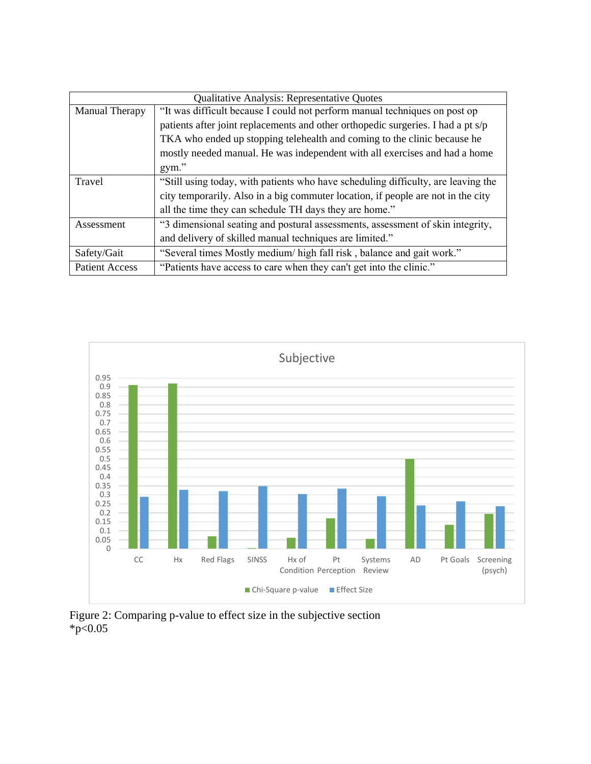| Qualitative Analysis: Representative Quotes | |
|---|---|
| Manual Therapy | "It was difficult because I could not perform manual techniques on post op patients after joint replacements and other orthopedic surgeries. I had a pt s/p TKA who ended up stopping telehealth and coming to the clinic because he mostly needed manual. He was independent with all exercises and had a home gym." |
| Travel | "Still using today, with patients who have scheduling difficulty, are leaving the city temporarily. Also in a big commuter location, if people are not in the city all the time they can schedule TH days they are home." |
| Assessment | "3 dimensional seating and postural assessments, assessment of skin integrity, and delivery of skilled manual techniques are limited." |
| Safety/Gait | "Several times Mostly medium/ high fall risk , balance and gait work." |
| Patient Access | "Patients have access to care when they can't get into the clinic." |

Figure 2: Comparing p-value to effect size in the subjective section
*p<0.05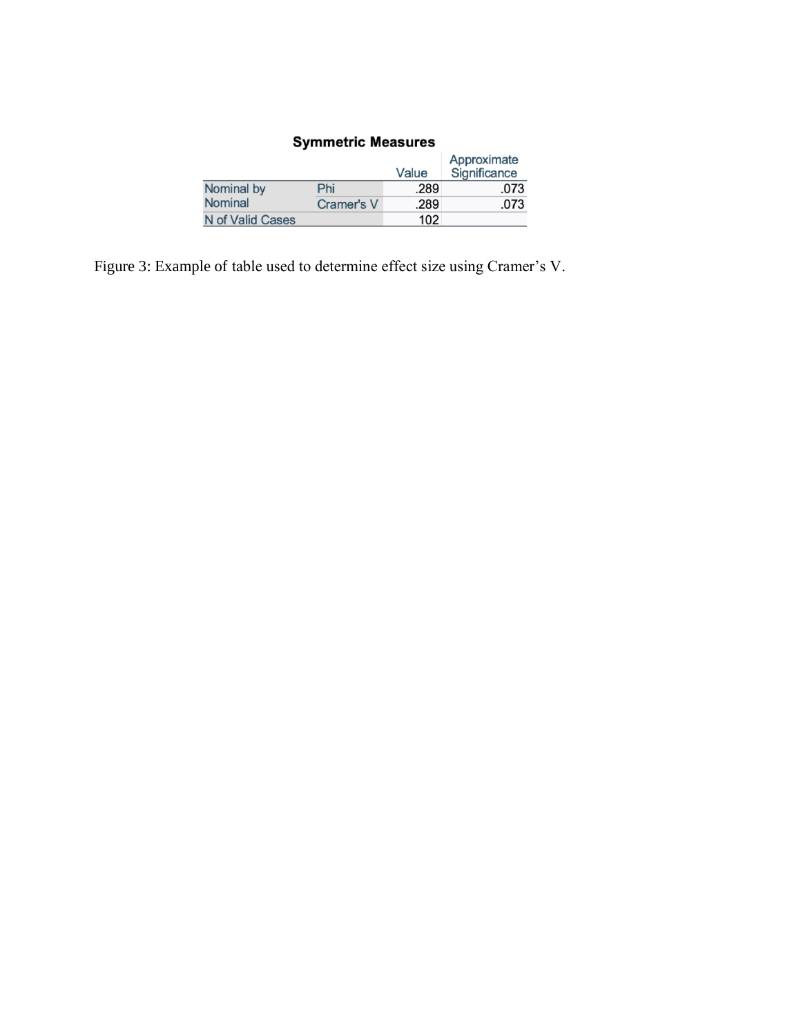**Symmetric Measures**

| | | Value | Approximate Significance |
|---|---|---|---|
| Nominal by Nominal | Phi | .289 | .073 |
| | Cramer's V | .289 | .073 |
| N of Valid Cases | | 102 | |

Figure 3: Example of table used to determine effect size using Cramer's V.